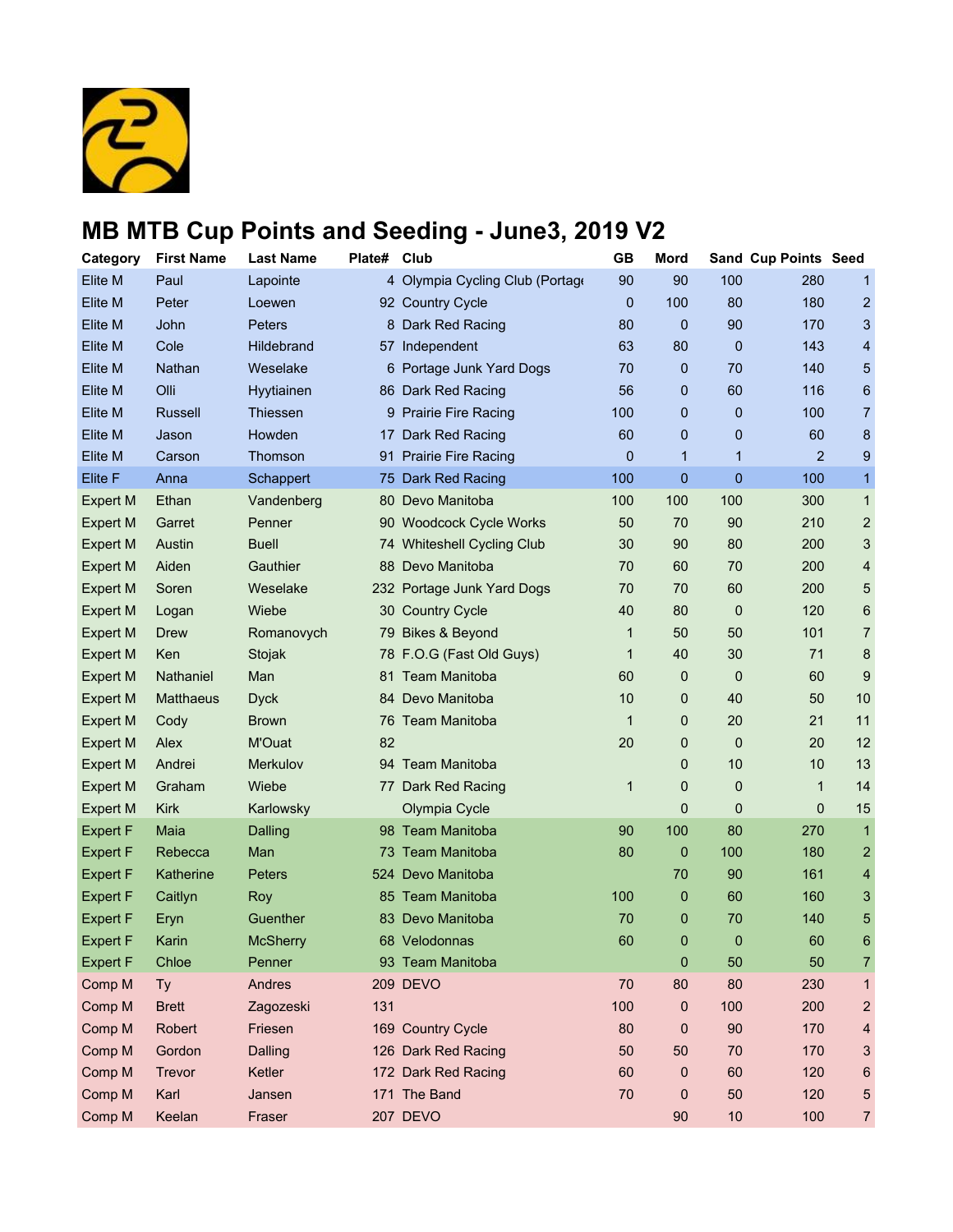# MB MTB Cup Points and Seeding - June3, 2019 V2

| Category | First Name | Last Name | Plate# | Club | GB | Mord | Sand | Cup Points | Seed |
|---|---|---|---|---|---|---|---|---|---|
| Elite M | Paul | Lapointe | 4 | Olympia Cycling Club (Portage | 90 | 90 | 100 | 280 | 1 |
| Elite M | Peter | Loewen | 92 | Country Cycle | 0 | 100 | 80 | 180 | 2 |
| Elite M | John | Peters | 8 | Dark Red Racing | 80 | 0 | 90 | 170 | 3 |
| Elite M | Cole | Hildebrand | 57 | Independent | 63 | 80 | 0 | 143 | 4 |
| Elite M | Nathan | Weselake | 6 | Portage Junk Yard Dogs | 70 | 0 | 70 | 140 | 5 |
| Elite M | Olli | Hyytiainen | 86 | Dark Red Racing | 56 | 0 | 60 | 116 | 6 |
| Elite M | Russell | Thiessen | 9 | Prairie Fire Racing | 100 | 0 | 0 | 100 | 7 |
| Elite M | Jason | Howden | 17 | Dark Red Racing | 60 | 0 | 0 | 60 | 8 |
| Elite M | Carson | Thomson | 91 | Prairie Fire Racing | 0 | 1 | 1 | 2 | 9 |
| Elite F | Anna | Schappert | 75 | Dark Red Racing | 100 | 0 | 0 | 100 | 1 |
| Expert M | Ethan | Vandenberg | 80 | Devo Manitoba | 100 | 100 | 100 | 300 | 1 |
| Expert M | Garret | Penner | 90 | Woodcock Cycle Works | 50 | 70 | 90 | 210 | 2 |
| Expert M | Austin | Buell | 74 | Whiteshell Cycling Club | 30 | 90 | 80 | 200 | 3 |
| Expert M | Aiden | Gauthier | 88 | Devo Manitoba | 70 | 60 | 70 | 200 | 4 |
| Expert M | Soren | Weselake | 232 | Portage Junk Yard Dogs | 70 | 70 | 60 | 200 | 5 |
| Expert M | Logan | Wiebe | 30 | Country Cycle | 40 | 80 | 0 | 120 | 6 |
| Expert M | Drew | Romanovych | 79 | Bikes & Beyond | 1 | 50 | 50 | 101 | 7 |
| Expert M | Ken | Stojak | 78 | F.O.G (Fast Old Guys) | 1 | 40 | 30 | 71 | 8 |
| Expert M | Nathaniel | Man | 81 | Team Manitoba | 60 | 0 | 0 | 60 | 9 |
| Expert M | Matthaeus | Dyck | 84 | Devo Manitoba | 10 | 0 | 40 | 50 | 10 |
| Expert M | Cody | Brown | 76 | Team Manitoba | 1 | 0 | 20 | 21 | 11 |
| Expert M | Alex | M'Ouat | 82 |  | 20 | 0 | 0 | 20 | 12 |
| Expert M | Andrei | Merkulov | 94 | Team Manitoba |  | 0 | 10 | 10 | 13 |
| Expert M | Graham | Wiebe | 77 | Dark Red Racing | 1 | 0 | 0 | 1 | 14 |
| Expert M | Kirk | Karlowsky |  | Olympia Cycle |  | 0 | 0 | 0 | 15 |
| Expert F | Maia | Dalling | 98 | Team Manitoba | 90 | 100 | 80 | 270 | 1 |
| Expert F | Rebecca | Man | 73 | Team Manitoba | 80 | 0 | 100 | 180 | 2 |
| Expert F | Katherine | Peters | 524 | Devo Manitoba |  | 70 | 90 | 161 | 4 |
| Expert F | Caitlyn | Roy | 85 | Team Manitoba | 100 | 0 | 60 | 160 | 3 |
| Expert F | Eryn | Guenther | 83 | Devo Manitoba | 70 | 0 | 70 | 140 | 5 |
| Expert F | Karin | McSherry | 68 | Velodonnas | 60 | 0 | 0 | 60 | 6 |
| Expert F | Chloe | Penner | 93 | Team Manitoba |  | 0 | 50 | 50 | 7 |
| Comp M | Ty | Andres | 209 | DEVO | 70 | 80 | 80 | 230 | 1 |
| Comp M | Brett | Zagozeski | 131 |  | 100 | 0 | 100 | 200 | 2 |
| Comp M | Robert | Friesen | 169 | Country Cycle | 80 | 0 | 90 | 170 | 4 |
| Comp M | Gordon | Dalling | 126 | Dark Red Racing | 50 | 50 | 70 | 170 | 3 |
| Comp M | Trevor | Ketler | 172 | Dark Red Racing | 60 | 0 | 60 | 120 | 6 |
| Comp M | Karl | Jansen | 171 | The Band | 70 | 0 | 50 | 120 | 5 |
| Comp M | Keelan | Fraser | 207 | DEVO |  | 90 | 10 | 100 | 7 |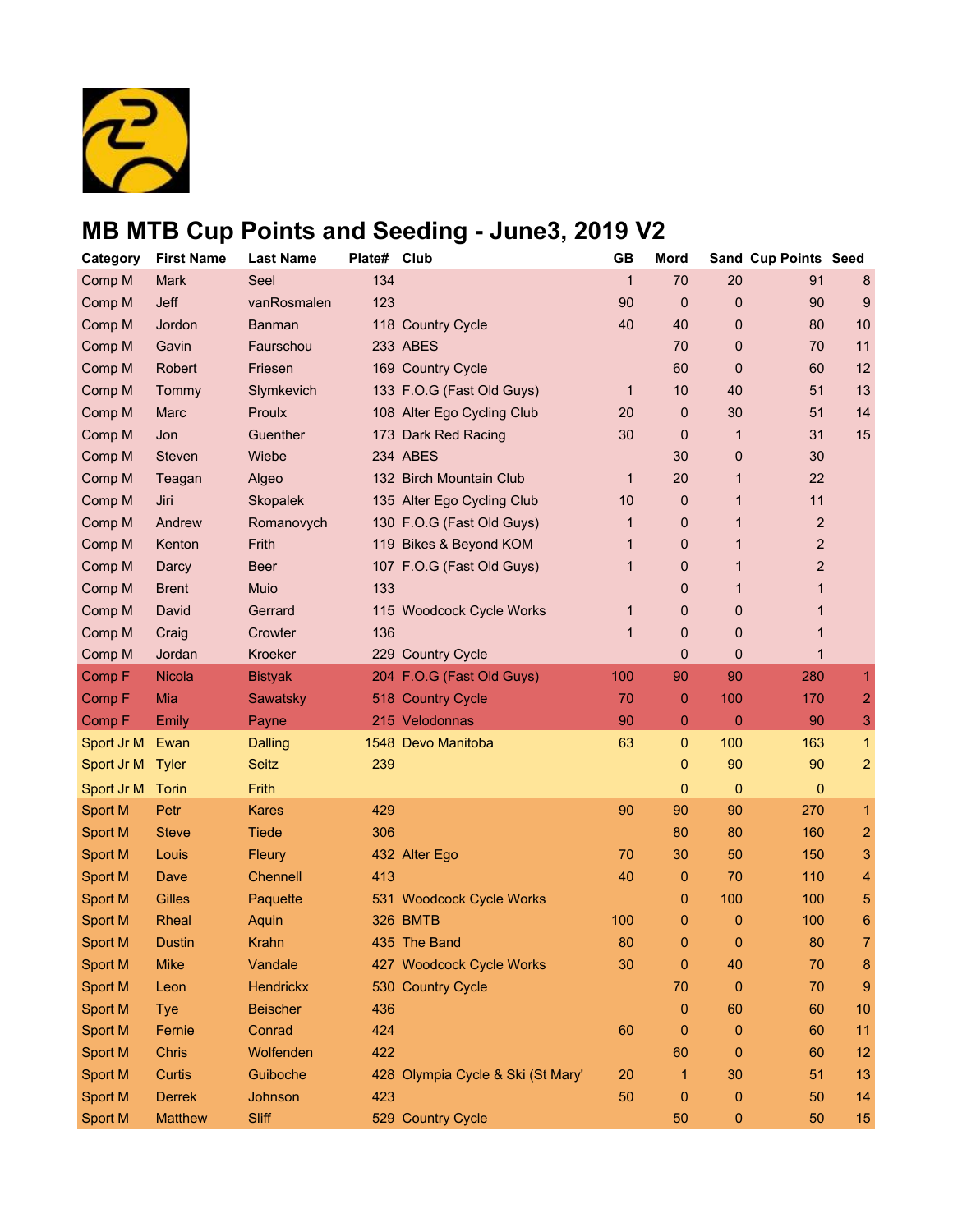# MB MTB Cup Points and Seeding - June3, 2019 V2

| Category | First Name | Last Name | Plate# | Club | GB | Mord | Sand | Cup Points | Seed |
|---|---|---|---|---|---|---|---|---|---|
| Comp M | Mark | Seel | 134 | | 1 | 70 | 20 | 91 | 8 |
| Comp M | Jeff | vanRosmalen | 123 | | 90 | 0 | 0 | 90 | 9 |
| Comp M | Jordon | Banman | 118 | Country Cycle | 40 | 40 | 0 | 80 | 10 |
| Comp M | Gavin | Faurschou | 233 | ABES | | 70 | 0 | 70 | 11 |
| Comp M | Robert | Friesen | 169 | Country Cycle | | 60 | 0 | 60 | 12 |
| Comp M | Tommy | Slymkevich | 133 | F.O.G (Fast Old Guys) | 1 | 10 | 40 | 51 | 13 |
| Comp M | Marc | Proulx | 108 | Alter Ego Cycling Club | 20 | 0 | 30 | 51 | 14 |
| Comp M | Jon | Guenther | 173 | Dark Red Racing | 30 | 0 | 1 | 31 | 15 |
| Comp M | Steven | Wiebe | 234 | ABES | | 30 | 0 | 30 | |
| Comp M | Teagan | Algeo | 132 | Birch Mountain Club | 1 | 20 | 1 | 22 | |
| Comp M | Jiri | Skopalek | 135 | Alter Ego Cycling Club | 10 | 0 | 1 | 11 | |
| Comp M | Andrew | Romanovych | 130 | F.O.G (Fast Old Guys) | 1 | 0 | 1 | 2 | |
| Comp M | Kenton | Frith | 119 | Bikes & Beyond KOM | 1 | 0 | 1 | 2 | |
| Comp M | Darcy | Beer | 107 | F.O.G (Fast Old Guys) | 1 | 0 | 1 | 2 | |
| Comp M | Brent | Muio | 133 | | | 0 | 1 | 1 | |
| Comp M | David | Gerrard | 115 | Woodcock Cycle Works | 1 | 0 | 0 | 1 | |
| Comp M | Craig | Crowter | 136 | | 1 | 0 | 0 | 1 | |
| Comp M | Jordan | Kroeker | 229 | Country Cycle | | 0 | 0 | 1 | |
| Comp F | Nicola | Bistyak | 204 | F.O.G (Fast Old Guys) | 100 | 90 | 90 | 280 | 1 |
| Comp F | Mia | Sawatsky | 518 | Country Cycle | 70 | 0 | 100 | 170 | 2 |
| Comp F | Emily | Payne | 215 | Velodonnas | 90 | 0 | 0 | 90 | 3 |
| Sport Jr M | Ewan | Dalling | 1548 | Devo Manitoba | 63 | 0 | 100 | 163 | 1 |
| Sport Jr M | Tyler | Seitz | 239 | | | 0 | 90 | 90 | 2 |
| Sport Jr M | Torin | Frith | | | | 0 | 0 | 0 | |
| Sport M | Petr | Kares | 429 | | 90 | 90 | 90 | 270 | 1 |
| Sport M | Steve | Tiede | 306 | | | 80 | 80 | 160 | 2 |
| Sport M | Louis | Fleury | 432 | Alter Ego | 70 | 30 | 50 | 150 | 3 |
| Sport M | Dave | Chennell | 413 | | 40 | 0 | 70 | 110 | 4 |
| Sport M | Gilles | Paquette | 531 | Woodcock Cycle Works | | 0 | 100 | 100 | 5 |
| Sport M | Rheal | Aquin | 326 | BMTB | 100 | 0 | 0 | 100 | 6 |
| Sport M | Dustin | Krahn | 435 | The Band | 80 | 0 | 0 | 80 | 7 |
| Sport M | Mike | Vandale | 427 | Woodcock Cycle Works | 30 | 0 | 40 | 70 | 8 |
| Sport M | Leon | Hendrickx | 530 | Country Cycle | | 70 | 0 | 70 | 9 |
| Sport M | Tye | Beischer | 436 | | | 0 | 60 | 60 | 10 |
| Sport M | Fernie | Conrad | 424 | | 60 | 0 | 0 | 60 | 11 |
| Sport M | Chris | Wolfenden | 422 | | | 60 | 0 | 60 | 12 |
| Sport M | Curtis | Guiboche | 428 | Olympia Cycle & Ski (St Mary' | 20 | 1 | 30 | 51 | 13 |
| Sport M | Derrek | Johnson | 423 | | 50 | 0 | 0 | 50 | 14 |
| Sport M | Matthew | Sliff | 529 | Country Cycle | | 50 | 0 | 50 | 15 |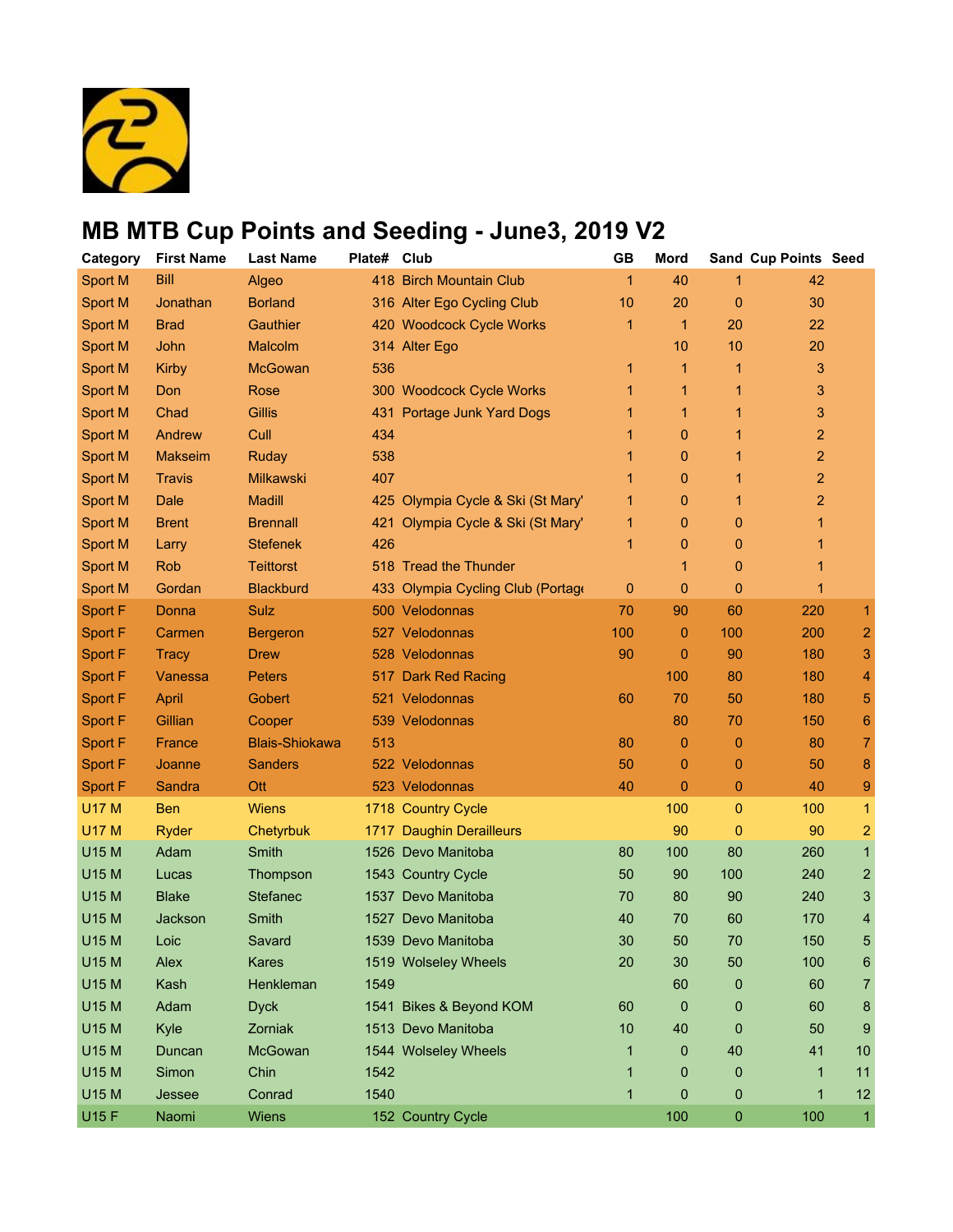# MB MTB Cup Points and Seeding - June3, 2019 V2

| Category | First Name | Last Name | Plate# | Club | GB | Mord | Sand | Cup Points | Seed |
|---|---|---|---|---|---|---|---|---|---|
| Sport M | Bill | Algeo | 418 | Birch Mountain Club | 1 | 40 | 1 | 42 | |
| Sport M | Jonathan | Borland | 316 | Alter Ego Cycling Club | 10 | 20 | 0 | 30 | |
| Sport M | Brad | Gauthier | 420 | Woodcock Cycle Works | 1 | 1 | 20 | 22 | |
| Sport M | John | Malcolm | 314 | Alter Ego | | 10 | 10 | 20 | |
| Sport M | Kirby | McGowan | 536 | | 1 | 1 | 1 | 3 | |
| Sport M | Don | Rose | 300 | Woodcock Cycle Works | 1 | 1 | 1 | 3 | |
| Sport M | Chad | Gillis | 431 | Portage Junk Yard Dogs | 1 | 1 | 1 | 3 | |
| Sport M | Andrew | Cull | 434 | | 1 | 0 | 1 | 2 | |
| Sport M | Makseim | Ruday | 538 | | 1 | 0 | 1 | 2 | |
| Sport M | Travis | Milkawski | 407 | | 1 | 0 | 1 | 2 | |
| Sport M | Dale | Madill | 425 | Olympia Cycle & Ski (St Mary' | 1 | 0 | 1 | 2 | |
| Sport M | Brent | Brennall | 421 | Olympia Cycle & Ski (St Mary' | 1 | 0 | 0 | 1 | |
| Sport M | Larry | Stefenek | 426 | | 1 | 0 | 0 | 1 | |
| Sport M | Rob | Teittorst | 518 | Tread the Thunder | | 1 | 0 | 1 | |
| Sport M | Gordan | Blackburd | 433 | Olympia Cycling Club (Portage | 0 | 0 | 0 | 1 | |
| Sport F | Donna | Sulz | 500 | Velodonnas | 70 | 90 | 60 | 220 | 1 |
| Sport F | Carmen | Bergeron | 527 | Velodonnas | 100 | 0 | 100 | 200 | 2 |
| Sport F | Tracy | Drew | 528 | Velodonnas | 90 | 0 | 90 | 180 | 3 |
| Sport F | Vanessa | Peters | 517 | Dark Red Racing | | 100 | 80 | 180 | 4 |
| Sport F | April | Gobert | 521 | Velodonnas | 60 | 70 | 50 | 180 | 5 |
| Sport F | Gillian | Cooper | 539 | Velodonnas | | 80 | 70 | 150 | 6 |
| Sport F | France | Blais-Shiokawa | 513 | | 80 | 0 | 0 | 80 | 7 |
| Sport F | Joanne | Sanders | 522 | Velodonnas | 50 | 0 | 0 | 50 | 8 |
| Sport F | Sandra | Ott | 523 | Velodonnas | 40 | 0 | 0 | 40 | 9 |
| U17 M | Ben | Wiens | 1718 | Country Cycle | | 100 | 0 | 100 | 1 |
| U17 M | Ryder | Chetyrbuk | 1717 | Daughin Derailleurs | | 90 | 0 | 90 | 2 |
| U15 M | Adam | Smith | 1526 | Devo Manitoba | 80 | 100 | 80 | 260 | 1 |
| U15 M | Lucas | Thompson | 1543 | Country Cycle | 50 | 90 | 100 | 240 | 2 |
| U15 M | Blake | Stefanec | 1537 | Devo Manitoba | 70 | 80 | 90 | 240 | 3 |
| U15 M | Jackson | Smith | 1527 | Devo Manitoba | 40 | 70 | 60 | 170 | 4 |
| U15 M | Loic | Savard | 1539 | Devo Manitoba | 30 | 50 | 70 | 150 | 5 |
| U15 M | Alex | Kares | 1519 | Wolseley Wheels | 20 | 30 | 50 | 100 | 6 |
| U15 M | Kash | Henkleman | 1549 | | | 60 | 0 | 60 | 7 |
| U15 M | Adam | Dyck | 1541 | Bikes & Beyond KOM | 60 | 0 | 0 | 60 | 8 |
| U15 M | Kyle | Zorniak | 1513 | Devo Manitoba | 10 | 40 | 0 | 50 | 9 |
| U15 M | Duncan | McGowan | 1544 | Wolseley Wheels | 1 | 0 | 40 | 41 | 10 |
| U15 M | Simon | Chin | 1542 | | 1 | 0 | 0 | 1 | 11 |
| U15 M | Jessee | Conrad | 1540 | | 1 | 0 | 0 | 1 | 12 |
| U15 F | Naomi | Wiens | 152 | Country Cycle | | 100 | 0 | 100 | 1 |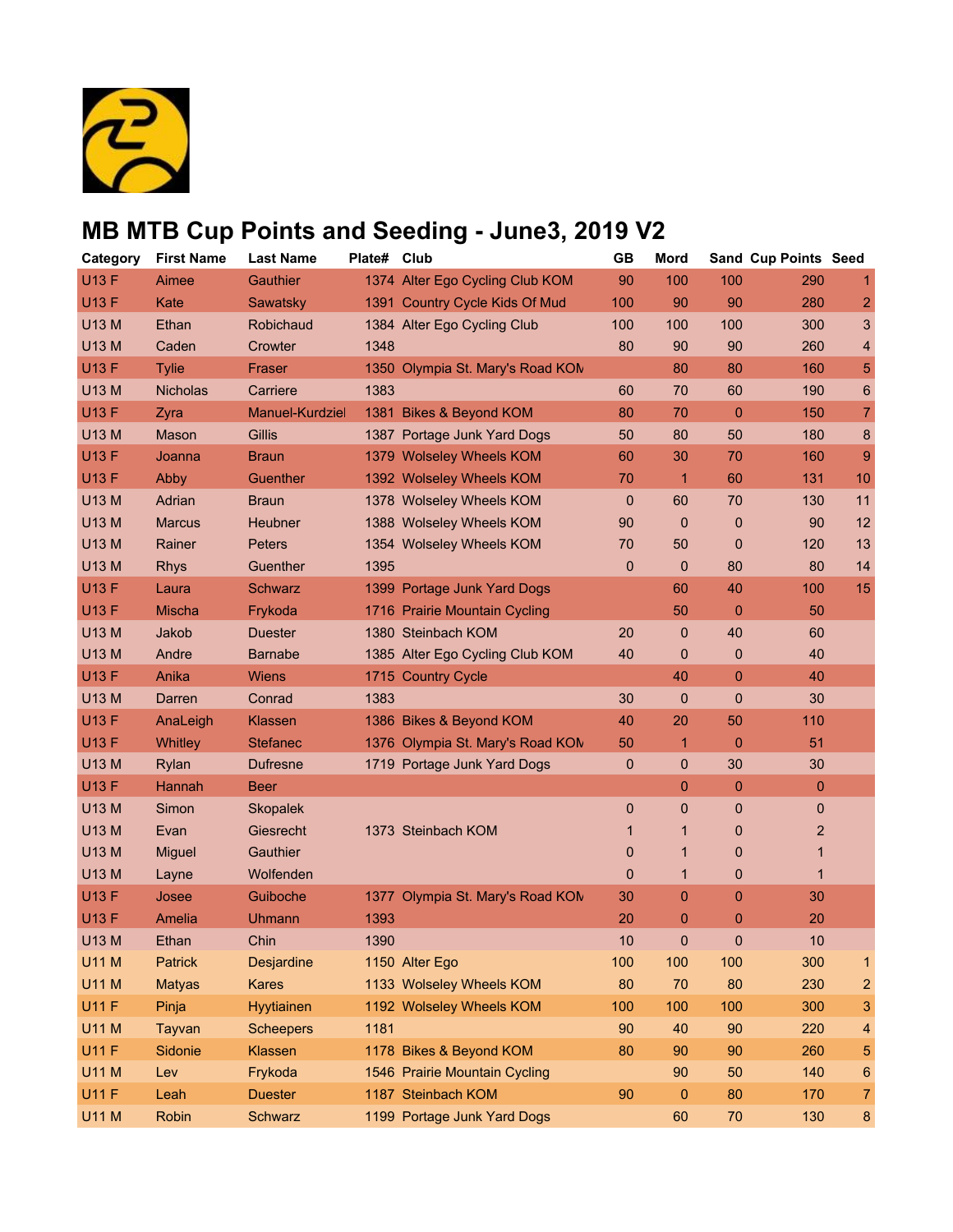# MB MTB Cup Points and Seeding - June3, 2019 V2

| Category | First Name | Last Name | Plate# | Club | GB | Mord | Sand | Cup Points | Seed |
|---|---|---|---|---|---|---|---|---|---|
| U13 F | Aimee | Gauthier | 1374 | Alter Ego Cycling Club KOM | 90 | 100 | 100 | 290 | 1 |
| U13 F | Kate | Sawatsky | 1391 | Country Cycle Kids Of Mud | 100 | 90 | 90 | 280 | 2 |
| U13 M | Ethan | Robichaud | 1384 | Alter Ego Cycling Club | 100 | 100 | 100 | 300 | 3 |
| U13 M | Caden | Crowter | 1348 | | 80 | 90 | 90 | 260 | 4 |
| U13 F | Tylie | Fraser | 1350 | Olympia St. Mary's Road KOM | | 80 | 80 | 160 | 5 |
| U13 M | Nicholas | Carriere | 1383 | | 60 | 70 | 60 | 190 | 6 |
| U13 F | Zyra | Manuel-Kurdziel | 1381 | Bikes & Beyond KOM | 80 | 70 | 0 | 150 | 7 |
| U13 M | Mason | Gillis | 1387 | Portage Junk Yard Dogs | 50 | 80 | 50 | 180 | 8 |
| U13 F | Joanna | Braun | 1379 | Wolseley Wheels KOM | 60 | 30 | 70 | 160 | 9 |
| U13 F | Abby | Guenther | 1392 | Wolseley Wheels KOM | 70 | 1 | 60 | 131 | 10 |
| U13 M | Adrian | Braun | 1378 | Wolseley Wheels KOM | 0 | 60 | 70 | 130 | 11 |
| U13 M | Marcus | Heubner | 1388 | Wolseley Wheels KOM | 90 | 0 | 0 | 90 | 12 |
| U13 M | Rainer | Peters | 1354 | Wolseley Wheels KOM | 70 | 50 | 0 | 120 | 13 |
| U13 M | Rhys | Guenther | 1395 | | 0 | 0 | 80 | 80 | 14 |
| U13 F | Laura | Schwarz | 1399 | Portage Junk Yard Dogs | | 60 | 40 | 100 | 15 |
| U13 F | Mischa | Frykoda | 1716 | Prairie Mountain Cycling | | 50 | 0 | 50 | |
| U13 M | Jakob | Duester | 1380 | Steinbach KOM | 20 | 0 | 40 | 60 | |
| U13 M | Andre | Barnabe | 1385 | Alter Ego Cycling Club KOM | 40 | 0 | 0 | 40 | |
| U13 F | Anika | Wiens | 1715 | Country Cycle | | 40 | 0 | 40 | |
| U13 M | Darren | Conrad | 1383 | | 30 | 0 | 0 | 30 | |
| U13 F | AnaLeigh | Klassen | 1386 | Bikes & Beyond KOM | 40 | 20 | 50 | 110 | |
| U13 F | Whitley | Stefanec | 1376 | Olympia St. Mary's Road KOM | 50 | 1 | 0 | 51 | |
| U13 M | Rylan | Dufresne | 1719 | Portage Junk Yard Dogs | 0 | 0 | 30 | 30 | |
| U13 F | Hannah | Beer | | | | 0 | 0 | 0 | |
| U13 M | Simon | Skopalek | | | 0 | 0 | 0 | 0 | |
| U13 M | Evan | Giesrecht | 1373 | Steinbach KOM | 1 | 1 | 0 | 2 | |
| U13 M | Miguel | Gauthier | | | 0 | 1 | 0 | 1 | |
| U13 M | Layne | Wolfenden | | | 0 | 1 | 0 | 1 | |
| U13 F | Josee | Guiboche | 1377 | Olympia St. Mary's Road KOM | 30 | 0 | 0 | 30 | |
| U13 F | Amelia | Uhmann | 1393 | | 20 | 0 | 0 | 20 | |
| U13 M | Ethan | Chin | 1390 | | 10 | 0 | 0 | 10 | |
| U11 M | Patrick | Desjardine | 1150 | Alter Ego | 100 | 100 | 100 | 300 | 1 |
| U11 M | Matyas | Kares | 1133 | Wolseley Wheels KOM | 80 | 70 | 80 | 230 | 2 |
| U11 F | Pinja | Hyytiainen | 1192 | Wolseley Wheels KOM | 100 | 100 | 100 | 300 | 3 |
| U11 M | Tayvan | Scheepers | 1181 | | 90 | 40 | 90 | 220 | 4 |
| U11 F | Sidonie | Klassen | 1178 | Bikes & Beyond KOM | 80 | 90 | 90 | 260 | 5 |
| U11 M | Lev | Frykoda | 1546 | Prairie Mountain Cycling | | 90 | 50 | 140 | 6 |
| U11 F | Leah | Duester | 1187 | Steinbach KOM | 90 | 0 | 80 | 170 | 7 |
| U11 M | Robin | Schwarz | 1199 | Portage Junk Yard Dogs | | 60 | 70 | 130 | 8 |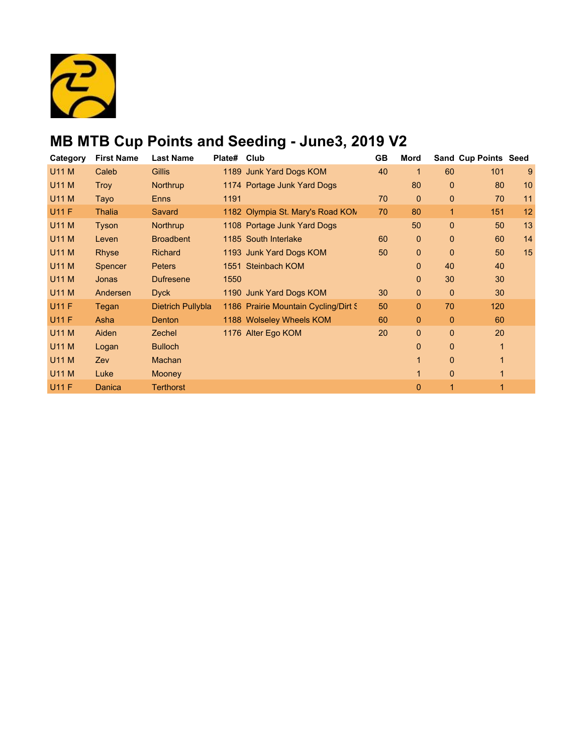# MB MTB Cup Points and Seeding - June3, 2019 V2

| Category | First Name | Last Name | Plate# | Club | GB | Mord | Sand | Cup Points | Seed |
|---|---|---|---|---|---|---|---|---|---|
| U11 M | Caleb | Gillis | 1189 | Junk Yard Dogs KOM | 40 | 1 | 60 | 101 | 9 |
| U11 M | Troy | Northrup | 1174 | Portage Junk Yard Dogs | | 80 | 0 | 80 | 10 |
| U11 M | Tayo | Enns | 1191 | | 70 | 0 | 0 | 70 | 11 |
| U11 F | Thalia | Savard | 1182 | Olympia St. Mary's Road KOM | 70 | 80 | 1 | 151 | 12 |
| U11 M | Tyson | Northrup | 1108 | Portage Junk Yard Dogs | | 50 | 0 | 50 | 13 |
| U11 M | Leven | Broadbent | 1185 | South Interlake | 60 | 0 | 0 | 60 | 14 |
| U11 M | Rhyse | Richard | 1193 | Junk Yard Dogs KOM | 50 | 0 | 0 | 50 | 15 |
| U11 M | Spencer | Peters | 1551 | Steinbach KOM | | 0 | 40 | 40 | |
| U11 M | Jonas | Dufresene | 1550 | | | 0 | 30 | 30 | |
| U11 M | Andersen | Dyck | 1190 | Junk Yard Dogs KOM | 30 | 0 | 0 | 30 | |
| U11 F | Tegan | Dietrich Pullybla | 1186 | Prairie Mountain Cycling/Dirt S | 50 | 0 | 70 | 120 | |
| U11 F | Asha | Denton | 1188 | Wolseley Wheels KOM | 60 | 0 | 0 | 60 | |
| U11 M | Aiden | Zechel | 1176 | Alter Ego KOM | 20 | 0 | 0 | 20 | |
| U11 M | Logan | Bulloch | | | | 0 | 0 | 1 | |
| U11 M | Zev | Machan | | | | 1 | 0 | 1 | |
| U11 M | Luke | Mooney | | | | 1 | 0 | 1 | |
| U11 F | Danica | Terthorst | | | | 0 | 1 | 1 | |